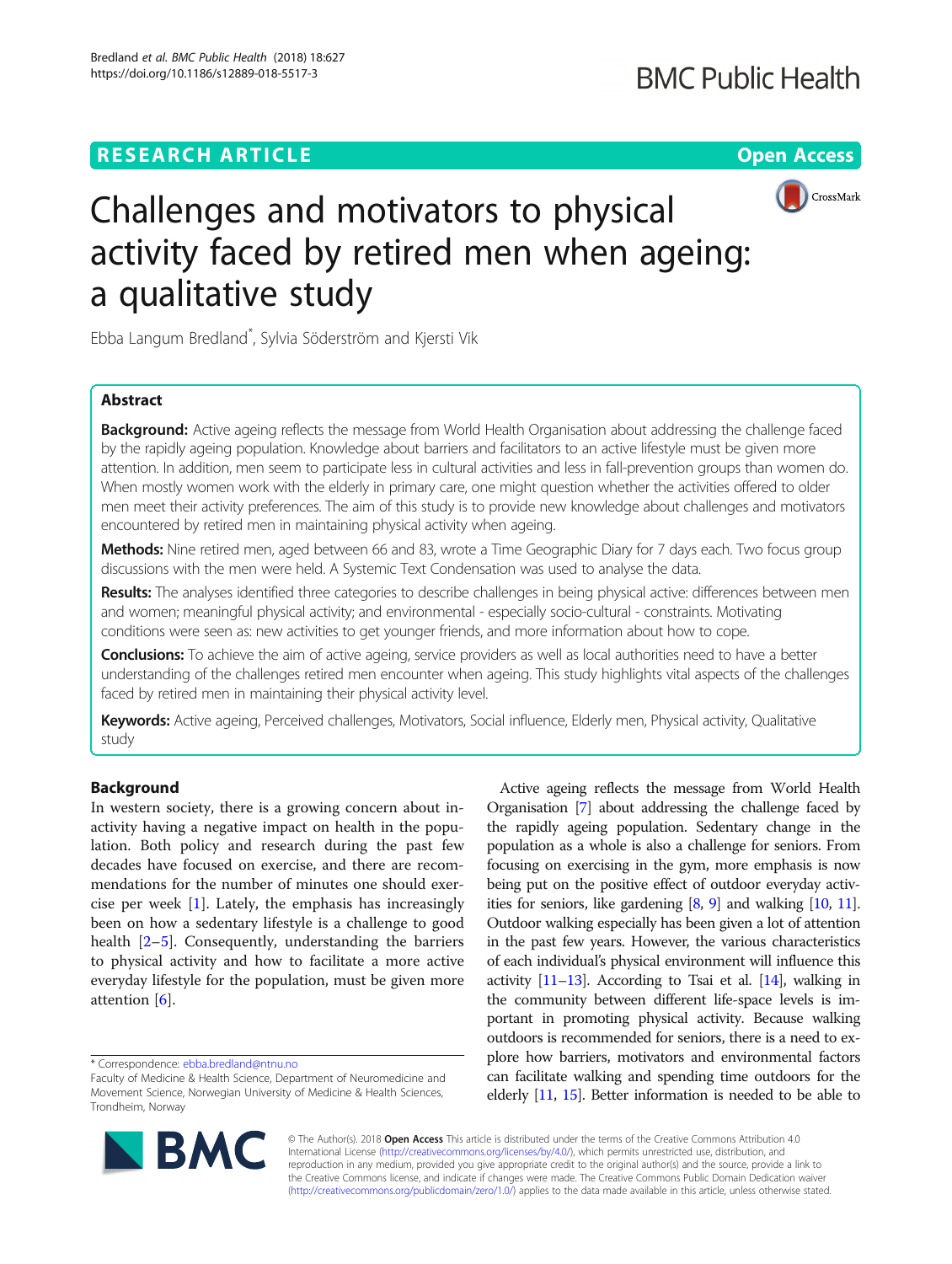RESEARCH ARTICLE

Open Access

# Challenges and motivators to physical activity faced by retired men when ageing: a qualitative study

Ebba Langum Bredland*, Sylvia Söderström and Kjersti Vik

## Abstract

**Background:** Active ageing reflects the message from World Health Organisation about addressing the challenge faced by the rapidly ageing population. Knowledge about barriers and facilitators to an active lifestyle must be given more attention. In addition, men seem to participate less in cultural activities and less in fall-prevention groups than women do. When mostly women work with the elderly in primary care, one might question whether the activities offered to older men meet their activity preferences. The aim of this study is to provide new knowledge about challenges and motivators encountered by retired men in maintaining physical activity when ageing.

**Methods:** Nine retired men, aged between 66 and 83, wrote a Time Geographic Diary for 7 days each. Two focus group discussions with the men were held. A Systemic Text Condensation was used to analyse the data.

**Results:** The analyses identified three categories to describe challenges in being physical active: differences between men and women; meaningful physical activity; and environmental - especially socio-cultural - constraints. Motivating conditions were seen as: new activities to get younger friends, and more information about how to cope.

**Conclusions:** To achieve the aim of active ageing, service providers as well as local authorities need to have a better understanding of the challenges retired men encounter when ageing. This study highlights vital aspects of the challenges faced by retired men in maintaining their physical activity level.

**Keywords:** Active ageing, Perceived challenges, Motivators, Social influence, Elderly men, Physical activity, Qualitative study

## Background

In western society, there is a growing concern about inactivity having a negative impact on health in the population. Both policy and research during the past few decades have focused on exercise, and there are recommendations for the number of minutes one should exercise per week [1]. Lately, the emphasis has increasingly been on how a sedentary lifestyle is a challenge to good health [2–5]. Consequently, understanding the barriers to physical activity and how to facilitate a more active everyday lifestyle for the population, must be given more attention [6].

Active ageing reflects the message from World Health Organisation [7] about addressing the challenge faced by the rapidly ageing population. Sedentary change in the population as a whole is also a challenge for seniors. From focusing on exercising in the gym, more emphasis is now being put on the positive effect of outdoor everyday activities for seniors, like gardening [8, 9] and walking [10, 11]. Outdoor walking especially has been given a lot of attention in the past few years. However, the various characteristics of each individual's physical environment will influence this activity [11–13]. According to Tsai et al. [14], walking in the community between different life-space levels is important in promoting physical activity. Because walking outdoors is recommended for seniors, there is a need to explore how barriers, motivators and environmental factors can facilitate walking and spending time outdoors for the elderly [11, 15]. Better information is needed to be able to

\* Correspondence: ebba.bredland@ntnu.no
Faculty of Medicine & Health Science, Department of Neuromedicine and Movement Science, Norwegian University of Medicine & Health Sciences, Trondheim, Norway

© The Author(s). 2018 **Open Access** This article is distributed under the terms of the Creative Commons Attribution 4.0 International License (http://creativecommons.org/licenses/by/4.0/), which permits unrestricted use, distribution, and reproduction in any medium, provided you give appropriate credit to the original author(s) and the source, provide a link to the Creative Commons license, and indicate if changes were made. The Creative Commons Public Domain Dedication waiver (http://creativecommons.org/publicdomain/zero/1.0/) applies to the data made available in this article, unless otherwise stated.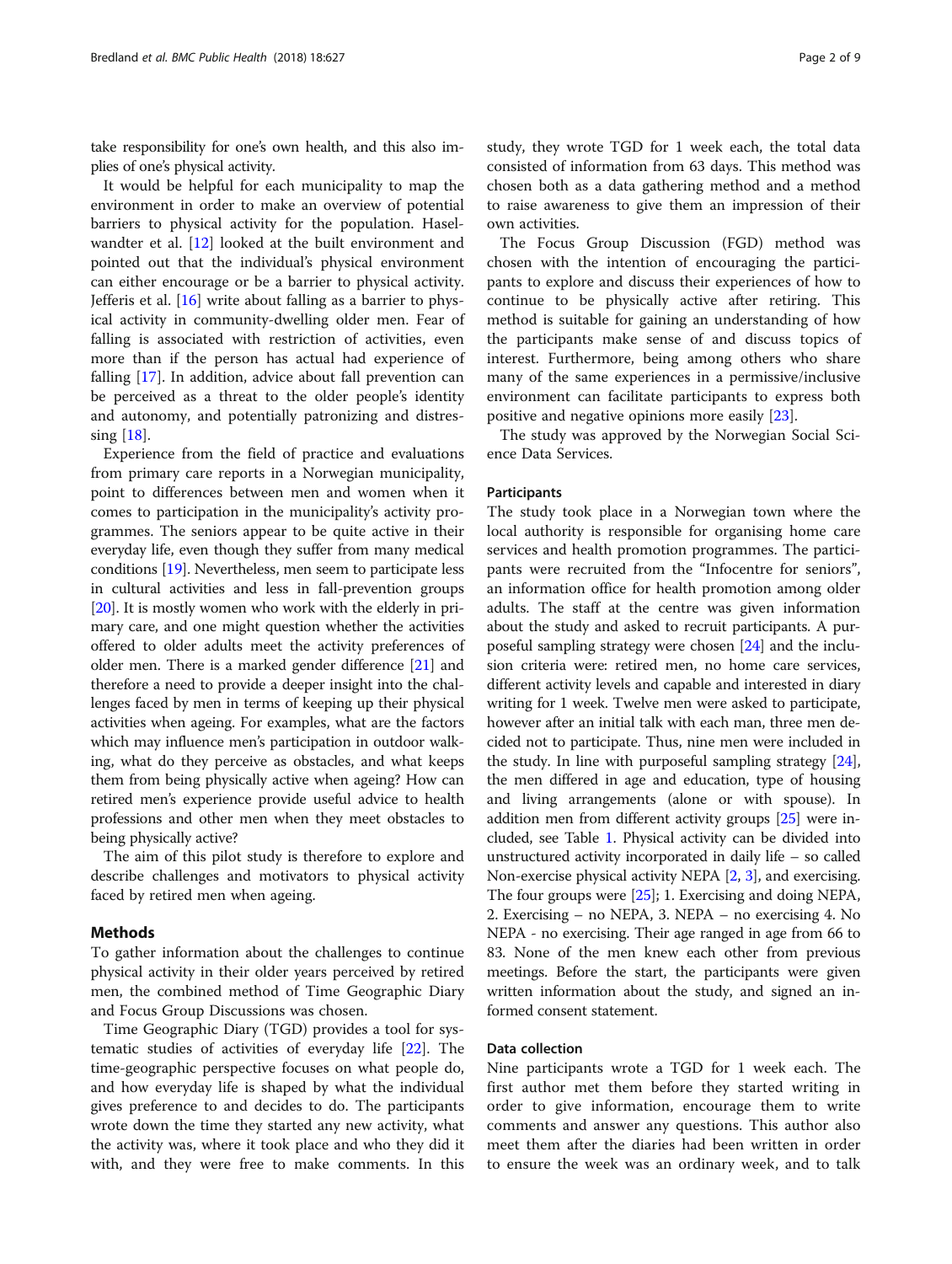take responsibility for one's own health, and this also implies of one's physical activity.

It would be helpful for each municipality to map the environment in order to make an overview of potential barriers to physical activity for the population. Haselwandter et al. [12] looked at the built environment and pointed out that the individual's physical environment can either encourage or be a barrier to physical activity. Jefferis et al. [16] write about falling as a barrier to physical activity in community-dwelling older men. Fear of falling is associated with restriction of activities, even more than if the person has actual had experience of falling [17]. In addition, advice about fall prevention can be perceived as a threat to the older people's identity and autonomy, and potentially patronizing and distressing [18].

Experience from the field of practice and evaluations from primary care reports in a Norwegian municipality, point to differences between men and women when it comes to participation in the municipality's activity programmes. The seniors appear to be quite active in their everyday life, even though they suffer from many medical conditions [19]. Nevertheless, men seem to participate less in cultural activities and less in fall-prevention groups [20]. It is mostly women who work with the elderly in primary care, and one might question whether the activities offered to older adults meet the activity preferences of older men. There is a marked gender difference [21] and therefore a need to provide a deeper insight into the challenges faced by men in terms of keeping up their physical activities when ageing. For examples, what are the factors which may influence men's participation in outdoor walking, what do they perceive as obstacles, and what keeps them from being physically active when ageing? How can retired men's experience provide useful advice to health professions and other men when they meet obstacles to being physically active?

The aim of this pilot study is therefore to explore and describe challenges and motivators to physical activity faced by retired men when ageing.

## Methods

To gather information about the challenges to continue physical activity in their older years perceived by retired men, the combined method of Time Geographic Diary and Focus Group Discussions was chosen.

Time Geographic Diary (TGD) provides a tool for systematic studies of activities of everyday life [22]. The time-geographic perspective focuses on what people do, and how everyday life is shaped by what the individual gives preference to and decides to do. The participants wrote down the time they started any new activity, what the activity was, where it took place and who they did it with, and they were free to make comments. In this study, they wrote TGD for 1 week each, the total data consisted of information from 63 days. This method was chosen both as a data gathering method and a method to raise awareness to give them an impression of their own activities.

The Focus Group Discussion (FGD) method was chosen with the intention of encouraging the participants to explore and discuss their experiences of how to continue to be physically active after retiring. This method is suitable for gaining an understanding of how the participants make sense of and discuss topics of interest. Furthermore, being among others who share many of the same experiences in a permissive/inclusive environment can facilitate participants to express both positive and negative opinions more easily [23].

The study was approved by the Norwegian Social Science Data Services.

### Participants

The study took place in a Norwegian town where the local authority is responsible for organising home care services and health promotion programmes. The participants were recruited from the "Infocentre for seniors", an information office for health promotion among older adults. The staff at the centre was given information about the study and asked to recruit participants. A purposeful sampling strategy were chosen [24] and the inclusion criteria were: retired men, no home care services, different activity levels and capable and interested in diary writing for 1 week. Twelve men were asked to participate, however after an initial talk with each man, three men decided not to participate. Thus, nine men were included in the study. In line with purposeful sampling strategy [24], the men differed in age and education, type of housing and living arrangements (alone or with spouse). In addition men from different activity groups [25] were included, see Table 1. Physical activity can be divided into unstructured activity incorporated in daily life – so called Non-exercise physical activity NEPA [2, 3], and exercising. The four groups were [25]; 1. Exercising and doing NEPA, 2. Exercising – no NEPA, 3. NEPA – no exercising 4. No NEPA - no exercising. Their age ranged in age from 66 to 83. None of the men knew each other from previous meetings. Before the start, the participants were given written information about the study, and signed an informed consent statement.

### Data collection

Nine participants wrote a TGD for 1 week each. The first author met them before they started writing in order to give information, encourage them to write comments and answer any questions. This author also meet them after the diaries had been written in order to ensure the week was an ordinary week, and to talk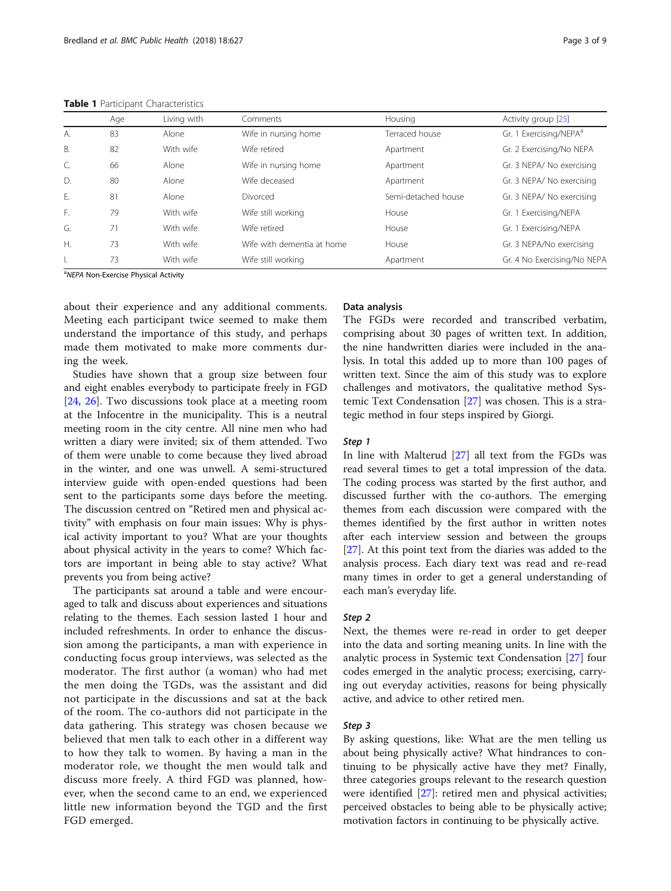**Table 1** Participant Characteristics

| | Age | Living with | Comments | Housing | Activity group [25] |
|---|---|---|---|---|---|
| A. | 83 | Alone | Wife in nursing home | Terraced house | Gr. 1 Exercising/NEPA[a] |
| B. | 82 | With wife | Wife retired | Apartment | Gr. 2 Exercising/No NEPA |
| C. | 66 | Alone | Wife in nursing home | Apartment | Gr. 3 NEPA/ No exercising |
| D. | 80 | Alone | Wife deceased | Apartment | Gr. 3 NEPA/ No exercising |
| E. | 81 | Alone | Divorced | Semi-detached house | Gr. 3 NEPA/ No exercising |
| F. | 79 | With wife | Wife still working | House | Gr. 1 Exercising/NEPA |
| G. | 71 | With wife | Wife retired | House | Gr. 1 Exercising/NEPA |
| H. | 73 | With wife | Wife with dementia at home | House | Gr. 3 NEPA/No exercising |
| I. | 73 | With wife | Wife still working | Apartment | Gr. 4 No Exercising/No NEPA |

[a]*NEPA* Non-Exercise Physical Activity

about their experience and any additional comments. Meeting each participant twice seemed to make them understand the importance of this study, and perhaps made them motivated to make more comments during the week.

Studies have shown that a group size between four and eight enables everybody to participate freely in FGD [24, 26]. Two discussions took place at a meeting room at the Infocentre in the municipality. This is a neutral meeting room in the city centre. All nine men who had written a diary were invited; six of them attended. Two of them were unable to come because they lived abroad in the winter, and one was unwell. A semi-structured interview guide with open-ended questions had been sent to the participants some days before the meeting. The discussion centred on "Retired men and physical activity" with emphasis on four main issues: Why is physical activity important to you? What are your thoughts about physical activity in the years to come? Which factors are important in being able to stay active? What prevents you from being active?

The participants sat around a table and were encouraged to talk and discuss about experiences and situations relating to the themes. Each session lasted 1 hour and included refreshments. In order to enhance the discussion among the participants, a man with experience in conducting focus group interviews, was selected as the moderator. The first author (a woman) who had met the men doing the TGDs, was the assistant and did not participate in the discussions and sat at the back of the room. The co-authors did not participate in the data gathering. This strategy was chosen because we believed that men talk to each other in a different way to how they talk to women. By having a man in the moderator role, we thought the men would talk and discuss more freely. A third FGD was planned, however, when the second came to an end, we experienced little new information beyond the TGD and the first FGD emerged.

### Data analysis

The FGDs were recorded and transcribed verbatim, comprising about 30 pages of written text. In addition, the nine handwritten diaries were included in the analysis. In total this added up to more than 100 pages of written text. Since the aim of this study was to explore challenges and motivators, the qualitative method Systemic Text Condensation [27] was chosen. This is a strategic method in four steps inspired by Giorgi.

#### *Step 1*

In line with Malterud [27] all text from the FGDs was read several times to get a total impression of the data. The coding process was started by the first author, and discussed further with the co-authors. The emerging themes from each discussion were compared with the themes identified by the first author in written notes after each interview session and between the groups [27]. At this point text from the diaries was added to the analysis process. Each diary text was read and re-read many times in order to get a general understanding of each man's everyday life.

#### *Step 2*

Next, the themes were re-read in order to get deeper into the data and sorting meaning units. In line with the analytic process in Systemic text Condensation [27] four codes emerged in the analytic process; exercising, carrying out everyday activities, reasons for being physically active, and advice to other retired men.

#### *Step 3*

By asking questions, like: What are the men telling us about being physically active? What hindrances to continuing to be physically active have they met? Finally, three categories groups relevant to the research question were identified [27]: retired men and physical activities; perceived obstacles to being able to be physically active; motivation factors in continuing to be physically active.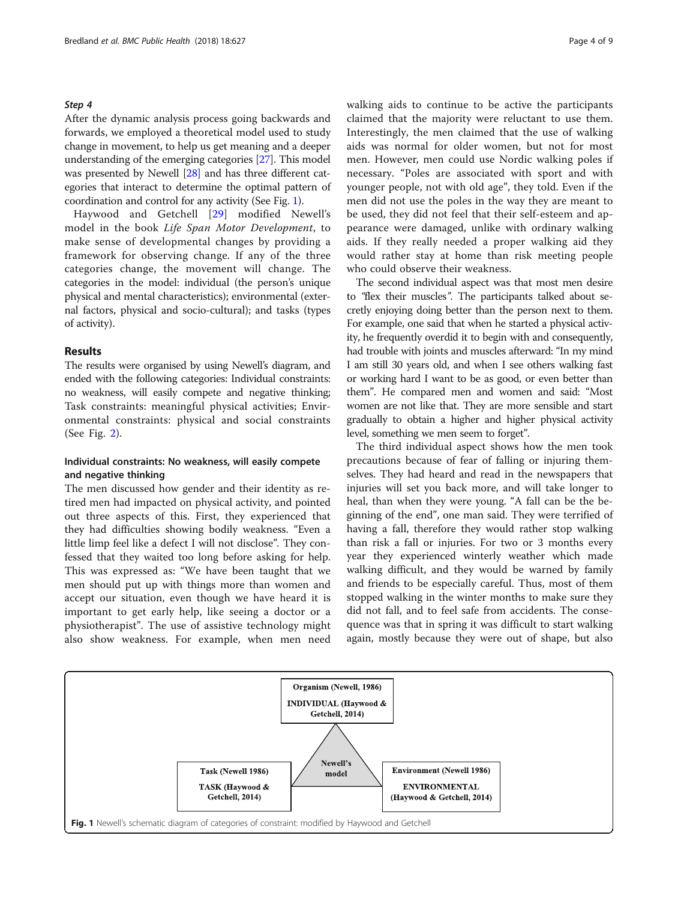### *Step 4*

After the dynamic analysis process going backwards and forwards, we employed a theoretical model used to study change in movement, to help us get meaning and a deeper understanding of the emerging categories [27]. This model was presented by Newell [28] and has three different categories that interact to determine the optimal pattern of coordination and control for any activity (See Fig. 1).

Haywood and Getchell [29] modified Newell's model in the book *Life Span Motor Development*, to make sense of developmental changes by providing a framework for observing change. If any of the three categories change, the movement will change. The categories in the model: individual (the person's unique physical and mental characteristics); environmental (external factors, physical and socio-cultural); and tasks (types of activity).

## Results

The results were organised by using Newell's diagram, and ended with the following categories: Individual constraints: no weakness, will easily compete and negative thinking; Task constraints: meaningful physical activities; Environmental constraints: physical and social constraints (See Fig. 2).

### Individual constraints: No weakness, will easily compete and negative thinking

The men discussed how gender and their identity as retired men had impacted on physical activity, and pointed out three aspects of this. First, they experienced that they had difficulties showing bodily weakness. "Even a little limp feel like a defect I will not disclose". They confessed that they waited too long before asking for help. This was expressed as: "We have been taught that we men should put up with things more than women and accept our situation, even though we have heard it is important to get early help, like seeing a doctor or a physiotherapist". The use of assistive technology might also show weakness. For example, when men need walking aids to continue to be active the participants claimed that the majority were reluctant to use them. Interestingly, the men claimed that the use of walking aids was normal for older women, but not for most men. However, men could use Nordic walking poles if necessary. "Poles are associated with sport and with younger people, not with old age", they told. Even if the men did not use the poles in the way they are meant to be used, they did not feel that their self-esteem and appearance were damaged, unlike with ordinary walking aids. If they really needed a proper walking aid they would rather stay at home than risk meeting people who could observe their weakness.

The second individual aspect was that most men desire to "flex their muscles". The participants talked about secretly enjoying doing better than the person next to them. For example, one said that when he started a physical activity, he frequently overdid it to begin with and consequently, had trouble with joints and muscles afterward: "In my mind I am still 30 years old, and when I see others walking fast or working hard I want to be as good, or even better than them". He compared men and women and said: "Most women are not like that. They are more sensible and start gradually to obtain a higher and higher physical activity level, something we men seem to forget".

The third individual aspect shows how the men took precautions because of fear of falling or injuring themselves. They had heard and read in the newspapers that injuries will set you back more, and will take longer to heal, than when they were young. "A fall can be the beginning of the end", one man said. They were terrified of having a fall, therefore they would rather stop walking than risk a fall or injuries. For two or 3 months every year they experienced winterly weather which made walking difficult, and they would be warned by family and friends to be especially careful. Thus, most of them stopped walking in the winter months to make sure they did not fall, and to feel safe from accidents. The consequence was that in spring it was difficult to start walking again, mostly because they were out of shape, but also

Organism (Newell, 1986)
INDIVIDUAL (Haywood & Getchell, 2014)

Newell's model

Task (Newell 1986)
TASK (Haywood & Getchell, 2014)

Environment (Newell 1986)
ENVIRONMENTAL (Haywood & Getchell, 2014)

**Fig. 1** Newell's schematic diagram of categories of constraint: modified by Haywood and Getchell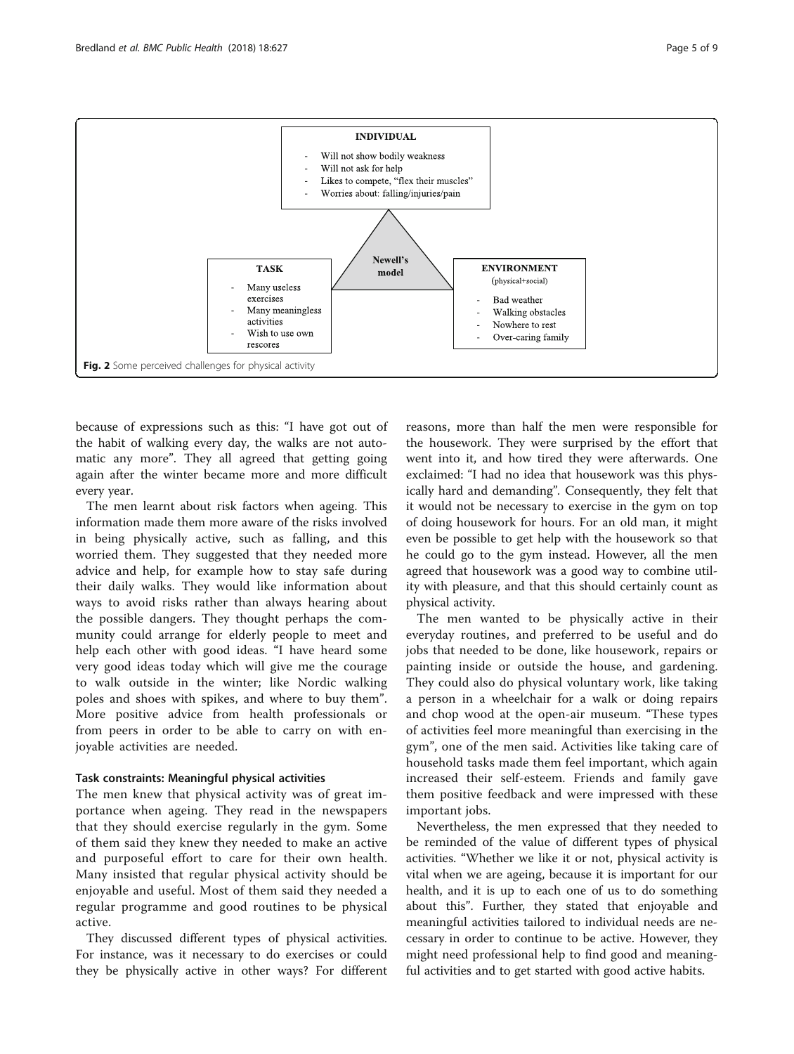**INDIVIDUAL**

- Will not show bodily weakness
- Will not ask for help
- Likes to compete, "flex their muscles"
- Worries about: falling/injuries/pain

**Newell's model**

**TASK**

- Many useless exercises
- Many meaningless activities
- Wish to use own rescores

**ENVIRONMENT** (physical+social)

- Bad weather
- Walking obstacles
- Nowhere to rest
- Over-caring family

**Fig. 2** Some perceived challenges for physical activity

because of expressions such as this: "I have got out of the habit of walking every day, the walks are not automatic any more". They all agreed that getting going again after the winter became more and more difficult every year.

The men learnt about risk factors when ageing. This information made them more aware of the risks involved in being physically active, such as falling, and this worried them. They suggested that they needed more advice and help, for example how to stay safe during their daily walks. They would like information about ways to avoid risks rather than always hearing about the possible dangers. They thought perhaps the community could arrange for elderly people to meet and help each other with good ideas. "I have heard some very good ideas today which will give me the courage to walk outside in the winter; like Nordic walking poles and shoes with spikes, and where to buy them". More positive advice from health professionals or from peers in order to be able to carry on with enjoyable activities are needed.

### Task constraints: Meaningful physical activities

The men knew that physical activity was of great importance when ageing. They read in the newspapers that they should exercise regularly in the gym. Some of them said they knew they needed to make an active and purposeful effort to care for their own health. Many insisted that regular physical activity should be enjoyable and useful. Most of them said they needed a regular programme and good routines to be physical active.

They discussed different types of physical activities. For instance, was it necessary to do exercises or could they be physically active in other ways? For different reasons, more than half the men were responsible for the housework. They were surprised by the effort that went into it, and how tired they were afterwards. One exclaimed: "I had no idea that housework was this physically hard and demanding". Consequently, they felt that it would not be necessary to exercise in the gym on top of doing housework for hours. For an old man, it might even be possible to get help with the housework so that he could go to the gym instead. However, all the men agreed that housework was a good way to combine utility with pleasure, and that this should certainly count as physical activity.

The men wanted to be physically active in their everyday routines, and preferred to be useful and do jobs that needed to be done, like housework, repairs or painting inside or outside the house, and gardening. They could also do physical voluntary work, like taking a person in a wheelchair for a walk or doing repairs and chop wood at the open-air museum. "These types of activities feel more meaningful than exercising in the gym", one of the men said. Activities like taking care of household tasks made them feel important, which again increased their self-esteem. Friends and family gave them positive feedback and were impressed with these important jobs.

Nevertheless, the men expressed that they needed to be reminded of the value of different types of physical activities. "Whether we like it or not, physical activity is vital when we are ageing, because it is important for our health, and it is up to each one of us to do something about this". Further, they stated that enjoyable and meaningful activities tailored to individual needs are necessary in order to continue to be active. However, they might need professional help to find good and meaningful activities and to get started with good active habits.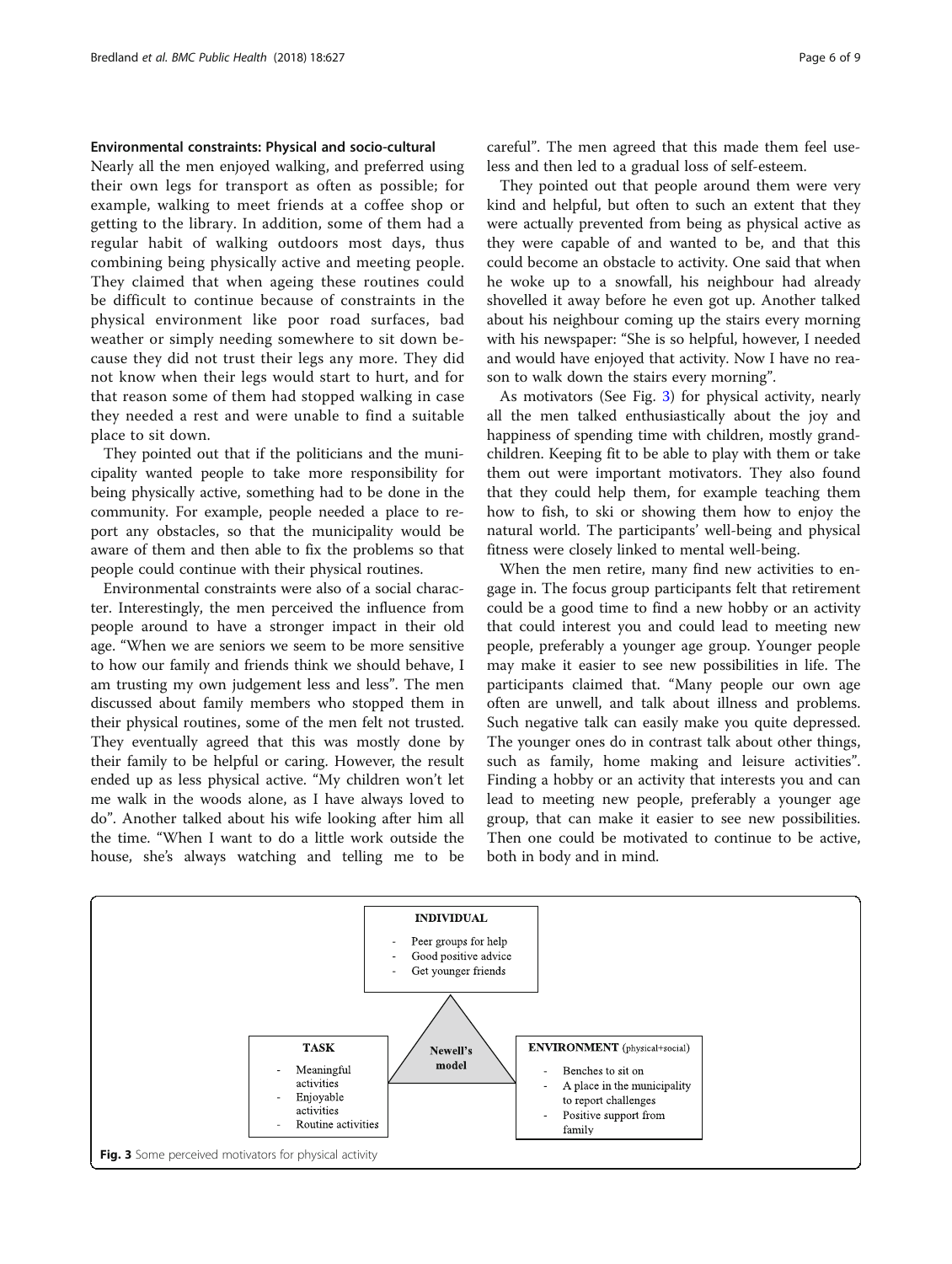### Environmental constraints: Physical and socio-cultural

Nearly all the men enjoyed walking, and preferred using their own legs for transport as often as possible; for example, walking to meet friends at a coffee shop or getting to the library. In addition, some of them had a regular habit of walking outdoors most days, thus combining being physically active and meeting people. They claimed that when ageing these routines could be difficult to continue because of constraints in the physical environment like poor road surfaces, bad weather or simply needing somewhere to sit down because they did not trust their legs any more. They did not know when their legs would start to hurt, and for that reason some of them had stopped walking in case they needed a rest and were unable to find a suitable place to sit down.

They pointed out that if the politicians and the municipality wanted people to take more responsibility for being physically active, something had to be done in the community. For example, people needed a place to report any obstacles, so that the municipality would be aware of them and then able to fix the problems so that people could continue with their physical routines.

Environmental constraints were also of a social character. Interestingly, the men perceived the influence from people around to have a stronger impact in their old age. "When we are seniors we seem to be more sensitive to how our family and friends think we should behave, I am trusting my own judgement less and less". The men discussed about family members who stopped them in their physical routines, some of the men felt not trusted. They eventually agreed that this was mostly done by their family to be helpful or caring. However, the result ended up as less physical active. "My children won't let me walk in the woods alone, as I have always loved to do". Another talked about his wife looking after him all the time. "When I want to do a little work outside the house, she's always watching and telling me to be careful". The men agreed that this made them feel useless and then led to a gradual loss of self-esteem.

They pointed out that people around them were very kind and helpful, but often to such an extent that they were actually prevented from being as physical active as they were capable of and wanted to be, and that this could become an obstacle to activity. One said that when he woke up to a snowfall, his neighbour had already shovelled it away before he even got up. Another talked about his neighbour coming up the stairs every morning with his newspaper: "She is so helpful, however, I needed and would have enjoyed that activity. Now I have no reason to walk down the stairs every morning".

As motivators (See Fig. 3) for physical activity, nearly all the men talked enthusiastically about the joy and happiness of spending time with children, mostly grandchildren. Keeping fit to be able to play with them or take them out were important motivators. They also found that they could help them, for example teaching them how to fish, to ski or showing them how to enjoy the natural world. The participants' well-being and physical fitness were closely linked to mental well-being.

When the men retire, many find new activities to engage in. The focus group participants felt that retirement could be a good time to find a new hobby or an activity that could interest you and could lead to meeting new people, preferably a younger age group. Younger people may make it easier to see new possibilities in life. The participants claimed that. "Many people our own age often are unwell, and talk about illness and problems. Such negative talk can easily make you quite depressed. The younger ones do in contrast talk about other things, such as family, home making and leisure activities". Finding a hobby or an activity that interests you and can lead to meeting new people, preferably a younger age group, that can make it easier to see new possibilities. Then one could be motivated to continue to be active, both in body and in mind.

**INDIVIDUAL**
- Peer groups for help
- Good positive advice
- Get younger friends

**Newell's model**

**TASK**
- Meaningful activities
- Enjoyable activities
- Routine activities

**ENVIRONMENT** (physical+social)
- Benches to sit on
- A place in the municipality to report challenges
- Positive support from family

**Fig. 3** Some perceived motivators for physical activity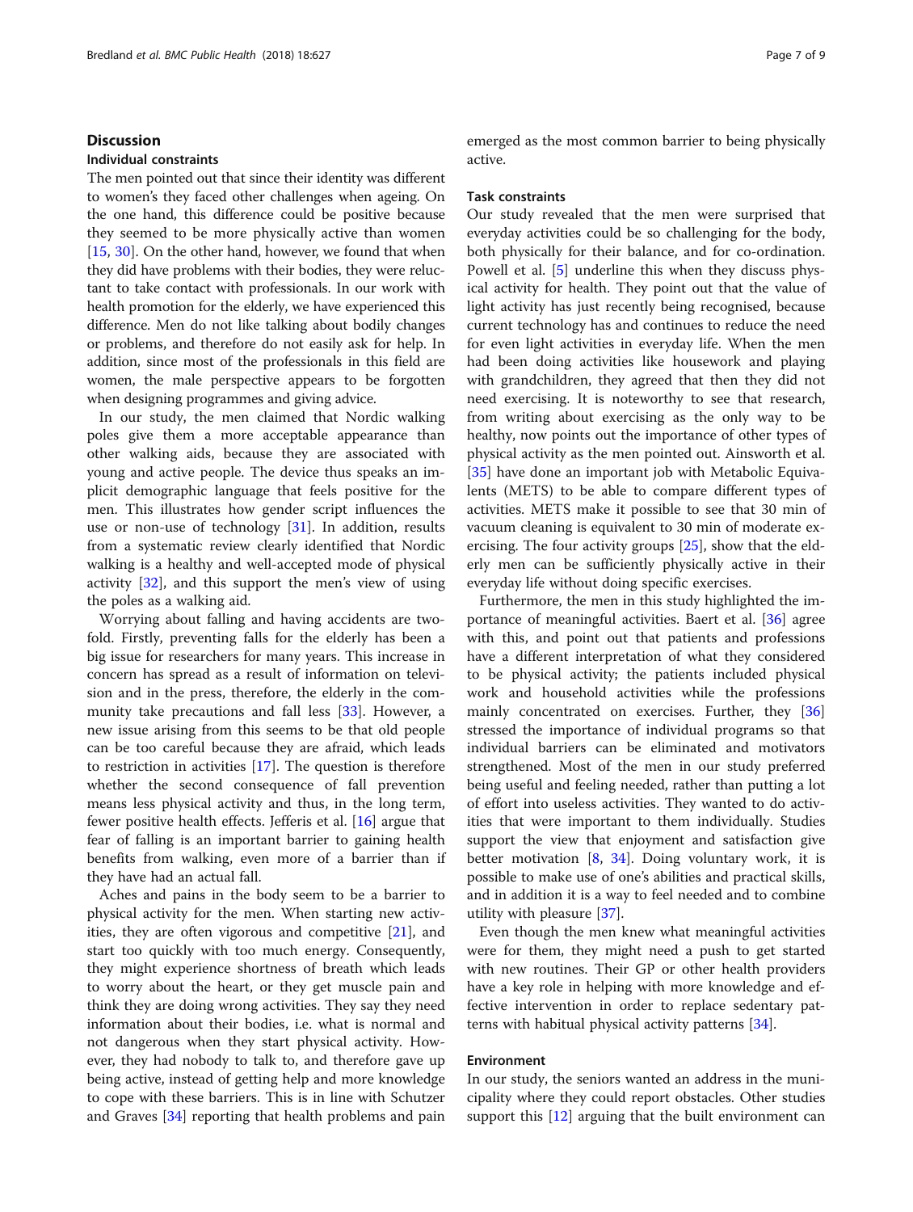## Discussion

### Individual constraints

The men pointed out that since their identity was different to women's they faced other challenges when ageing. On the one hand, this difference could be positive because they seemed to be more physically active than women [15, 30]. On the other hand, however, we found that when they did have problems with their bodies, they were reluctant to take contact with professionals. In our work with health promotion for the elderly, we have experienced this difference. Men do not like talking about bodily changes or problems, and therefore do not easily ask for help. In addition, since most of the professionals in this field are women, the male perspective appears to be forgotten when designing programmes and giving advice.

In our study, the men claimed that Nordic walking poles give them a more acceptable appearance than other walking aids, because they are associated with young and active people. The device thus speaks an implicit demographic language that feels positive for the men. This illustrates how gender script influences the use or non-use of technology [31]. In addition, results from a systematic review clearly identified that Nordic walking is a healthy and well-accepted mode of physical activity [32], and this support the men's view of using the poles as a walking aid.

Worrying about falling and having accidents are twofold. Firstly, preventing falls for the elderly has been a big issue for researchers for many years. This increase in concern has spread as a result of information on television and in the press, therefore, the elderly in the community take precautions and fall less [33]. However, a new issue arising from this seems to be that old people can be too careful because they are afraid, which leads to restriction in activities [17]. The question is therefore whether the second consequence of fall prevention means less physical activity and thus, in the long term, fewer positive health effects. Jefferis et al. [16] argue that fear of falling is an important barrier to gaining health benefits from walking, even more of a barrier than if they have had an actual fall.

Aches and pains in the body seem to be a barrier to physical activity for the men. When starting new activities, they are often vigorous and competitive [21], and start too quickly with too much energy. Consequently, they might experience shortness of breath which leads to worry about the heart, or they get muscle pain and think they are doing wrong activities. They say they need information about their bodies, i.e. what is normal and not dangerous when they start physical activity. However, they had nobody to talk to, and therefore gave up being active, instead of getting help and more knowledge to cope with these barriers. This is in line with Schutzer and Graves [34] reporting that health problems and pain emerged as the most common barrier to being physically active.

### Task constraints

Our study revealed that the men were surprised that everyday activities could be so challenging for the body, both physically for their balance, and for co-ordination. Powell et al. [5] underline this when they discuss physical activity for health. They point out that the value of light activity has just recently being recognised, because current technology has and continues to reduce the need for even light activities in everyday life. When the men had been doing activities like housework and playing with grandchildren, they agreed that then they did not need exercising. It is noteworthy to see that research, from writing about exercising as the only way to be healthy, now points out the importance of other types of physical activity as the men pointed out. Ainsworth et al. [35] have done an important job with Metabolic Equivalents (METS) to be able to compare different types of activities. METS make it possible to see that 30 min of vacuum cleaning is equivalent to 30 min of moderate exercising. The four activity groups [25], show that the elderly men can be sufficiently physically active in their everyday life without doing specific exercises.

Furthermore, the men in this study highlighted the importance of meaningful activities. Baert et al. [36] agree with this, and point out that patients and professions have a different interpretation of what they considered to be physical activity; the patients included physical work and household activities while the professions mainly concentrated on exercises. Further, they [36] stressed the importance of individual programs so that individual barriers can be eliminated and motivators strengthened. Most of the men in our study preferred being useful and feeling needed, rather than putting a lot of effort into useless activities. They wanted to do activities that were important to them individually. Studies support the view that enjoyment and satisfaction give better motivation [8, 34]. Doing voluntary work, it is possible to make use of one's abilities and practical skills, and in addition it is a way to feel needed and to combine utility with pleasure [37].

Even though the men knew what meaningful activities were for them, they might need a push to get started with new routines. Their GP or other health providers have a key role in helping with more knowledge and effective intervention in order to replace sedentary patterns with habitual physical activity patterns [34].

### Environment

In our study, the seniors wanted an address in the municipality where they could report obstacles. Other studies support this [12] arguing that the built environment can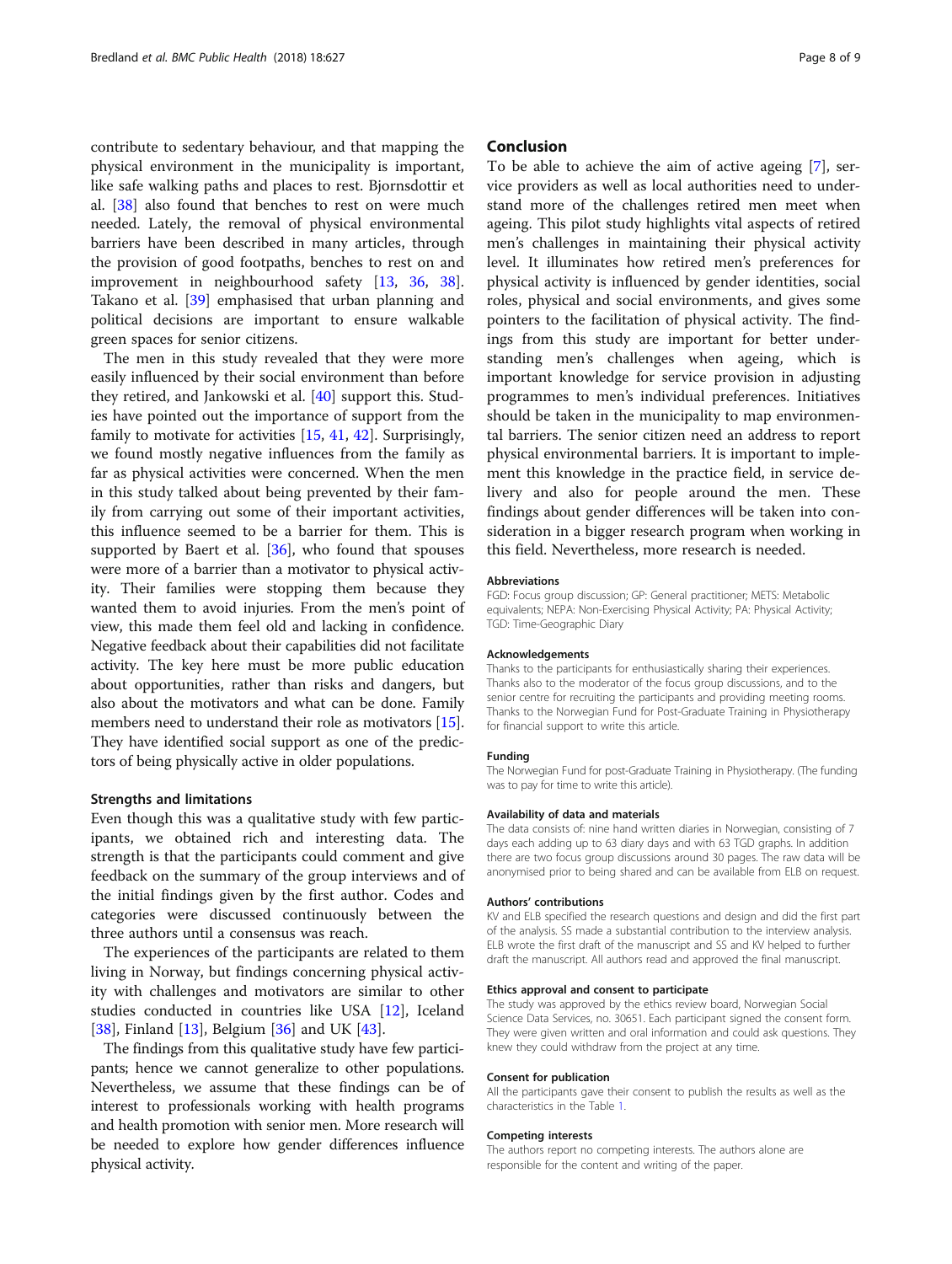contribute to sedentary behaviour, and that mapping the physical environment in the municipality is important, like safe walking paths and places to rest. Bjornsdottir et al. [38] also found that benches to rest on were much needed. Lately, the removal of physical environmental barriers have been described in many articles, through the provision of good footpaths, benches to rest on and improvement in neighbourhood safety [13, 36, 38]. Takano et al. [39] emphasised that urban planning and political decisions are important to ensure walkable green spaces for senior citizens.

The men in this study revealed that they were more easily influenced by their social environment than before they retired, and Jankowski et al. [40] support this. Studies have pointed out the importance of support from the family to motivate for activities [15, 41, 42]. Surprisingly, we found mostly negative influences from the family as far as physical activities were concerned. When the men in this study talked about being prevented by their family from carrying out some of their important activities, this influence seemed to be a barrier for them. This is supported by Baert et al. [36], who found that spouses were more of a barrier than a motivator to physical activity. Their families were stopping them because they wanted them to avoid injuries. From the men's point of view, this made them feel old and lacking in confidence. Negative feedback about their capabilities did not facilitate activity. The key here must be more public education about opportunities, rather than risks and dangers, but also about the motivators and what can be done. Family members need to understand their role as motivators [15]. They have identified social support as one of the predictors of being physically active in older populations.

### Strengths and limitations

Even though this was a qualitative study with few participants, we obtained rich and interesting data. The strength is that the participants could comment and give feedback on the summary of the group interviews and of the initial findings given by the first author. Codes and categories were discussed continuously between the three authors until a consensus was reach.

The experiences of the participants are related to them living in Norway, but findings concerning physical activity with challenges and motivators are similar to other studies conducted in countries like USA [12], Iceland [38], Finland [13], Belgium [36] and UK [43].

The findings from this qualitative study have few participants; hence we cannot generalize to other populations. Nevertheless, we assume that these findings can be of interest to professionals working with health programs and health promotion with senior men. More research will be needed to explore how gender differences influence physical activity.

## Conclusion

To be able to achieve the aim of active ageing [7], service providers as well as local authorities need to understand more of the challenges retired men meet when ageing. This pilot study highlights vital aspects of retired men's challenges in maintaining their physical activity level. It illuminates how retired men's preferences for physical activity is influenced by gender identities, social roles, physical and social environments, and gives some pointers to the facilitation of physical activity. The findings from this study are important for better understanding men's challenges when ageing, which is important knowledge for service provision in adjusting programmes to men's individual preferences. Initiatives should be taken in the municipality to map environmental barriers. The senior citizen need an address to report physical environmental barriers. It is important to implement this knowledge in the practice field, in service delivery and also for people around the men. These findings about gender differences will be taken into consideration in a bigger research program when working in this field. Nevertheless, more research is needed.

#### Abbreviations

FGD: Focus group discussion; GP: General practitioner; METS: Metabolic equivalents; NEPA: Non-Exercising Physical Activity; PA: Physical Activity; TGD: Time-Geographic Diary

#### Acknowledgements

Thanks to the participants for enthusiastically sharing their experiences. Thanks also to the moderator of the focus group discussions, and to the senior centre for recruiting the participants and providing meeting rooms. Thanks to the Norwegian Fund for Post-Graduate Training in Physiotherapy for financial support to write this article.

#### Funding

The Norwegian Fund for post-Graduate Training in Physiotherapy. (The funding was to pay for time to write this article).

#### Availability of data and materials

The data consists of: nine hand written diaries in Norwegian, consisting of 7 days each adding up to 63 diary days and with 63 TGD graphs. In addition there are two focus group discussions around 30 pages. The raw data will be anonymised prior to being shared and can be available from ELB on request.

#### Authors' contributions

KV and ELB specified the research questions and design and did the first part of the analysis. SS made a substantial contribution to the interview analysis. ELB wrote the first draft of the manuscript and SS and KV helped to further draft the manuscript. All authors read and approved the final manuscript.

#### Ethics approval and consent to participate

The study was approved by the ethics review board, Norwegian Social Science Data Services, no. 30651. Each participant signed the consent form. They were given written and oral information and could ask questions. They knew they could withdraw from the project at any time.

#### Consent for publication

All the participants gave their consent to publish the results as well as the characteristics in the Table 1.

#### Competing interests

The authors report no competing interests. The authors alone are responsible for the content and writing of the paper.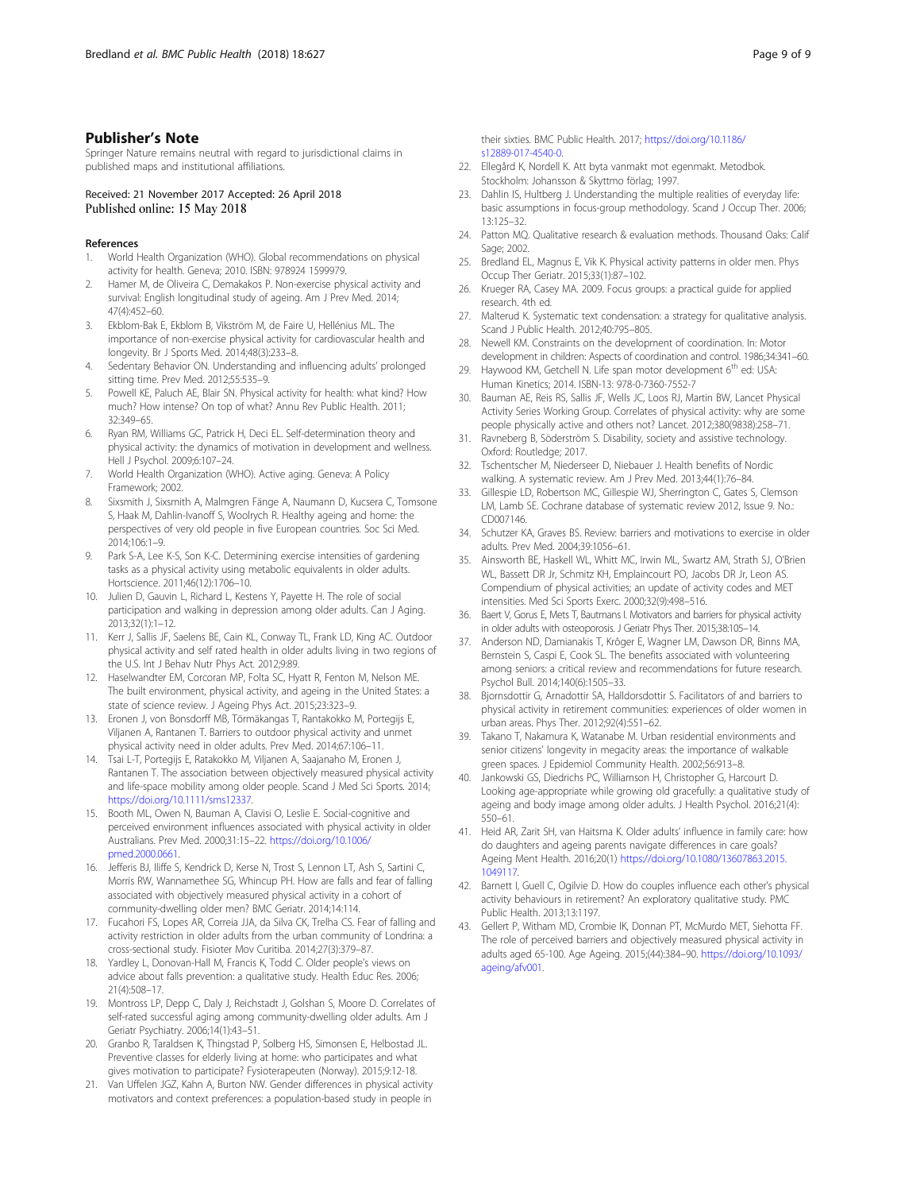## Publisher's Note

Springer Nature remains neutral with regard to jurisdictional claims in published maps and institutional affiliations.

Received: 21 November 2017 Accepted: 26 April 2018
Published online: 15 May 2018

## References

1. World Health Organization (WHO). Global recommendations on physical activity for health. Geneva; 2010. ISBN: 978924 1599979.
2. Hamer M, de Oliveira C, Demakakos P. Non-exercise physical activity and survival: English longitudinal study of ageing. Am J Prev Med. 2014; 47(4):452–60.
3. Ekblom-Bak E, Ekblom B, Vikström M, de Faire U, Hellénius ML. The importance of non-exercise physical activity for cardiovascular health and longevity. Br J Sports Med. 2014;48(3):233–8.
4. Sedentary Behavior ON. Understanding and influencing adults' prolonged sitting time. Prev Med. 2012;55:535–9.
5. Powell KE, Paluch AE, Blair SN. Physical activity for health: what kind? How much? How intense? On top of what? Annu Rev Public Health. 2011; 32:349–65.
6. Ryan RM, Williams GC, Patrick H, Deci EL. Self-determination theory and physical activity: the dynamics of motivation in development and wellness. Hell J Psychol. 2009;6:107–24.
7. World Health Organization (WHO). Active aging. Geneva: A Policy Framework; 2002.
8. Sixsmith J, Sixsmith A, Malmgren Fänge A, Naumann D, Kucsera C, Tomsone S, Haak M, Dahlin-Ivanoff S, Woolrych R. Healthy ageing and home: the perspectives of very old people in five European countries. Soc Sci Med. 2014;106:1–9.
9. Park S-A, Lee K-S, Son K-C. Determining exercise intensities of gardening tasks as a physical activity using metabolic equivalents in older adults. Hortscience. 2011;46(12):1706–10.
10. Julien D, Gauvin L, Richard L, Kestens Y, Payette H. The role of social participation and walking in depression among older adults. Can J Aging. 2013;32(1):1–12.
11. Kerr J, Sallis JF, Saelens BE, Cain KL, Conway TL, Frank LD, King AC. Outdoor physical activity and self rated health in older adults living in two regions of the U.S. Int J Behav Nutr Phys Act. 2012;9:89.
12. Haselwandter EM, Corcoran MP, Folta SC, Hyatt R, Fenton M, Nelson ME. The built environment, physical activity, and ageing in the United States: a state of science review. J Ageing Phys Act. 2015;23:323–9.
13. Eronen J, von Bonsdorff MB, Törmäkangas T, Rantakokko M, Portegijs E, Viljanen A, Rantanen T. Barriers to outdoor physical activity and unmet physical activity need in older adults. Prev Med. 2014;67:106–11.
14. Tsai L-T, Portegijs E, Ratakokko M, Viljanen A, Saajanaho M, Eronen J, Rantanen T. The association between objectively measured physical activity and life-space mobility among older people. Scand J Med Sci Sports. 2014; https://doi.org/10.1111/sms12337.
15. Booth ML, Owen N, Bauman A, Clavisi O, Leslie E. Social-cognitive and perceived environment influences associated with physical activity in older Australians. Prev Med. 2000;31:15–22. https://doi.org/10.1006/pmed.2000.0661.
16. Jefferis BJ, Iliffe S, Kendrick D, Kerse N, Trost S, Lennon LT, Ash S, Sartini C, Morris RW, Wannamethee SG, Whincup PH. How are falls and fear of falling associated with objectively measured physical activity in a cohort of community-dwelling older men? BMC Geriatr. 2014;14:114.
17. Fucahori FS, Lopes AR, Correia JJA, da Silva CK, Trelha CS. Fear of falling and activity restriction in older adults from the urban community of Londrina: a cross-sectional study. Fisioter Mov Curitiba. 2014;27(3):379–87.
18. Yardley L, Donovan-Hall M, Francis K, Todd C. Older people's views on advice about falls prevention: a qualitative study. Health Educ Res. 2006; 21(4):508–17.
19. Montross LP, Depp C, Daly J, Reichstadt J, Golshan S, Moore D. Correlates of self-rated successful aging among community-dwelling older adults. Am J Geriatr Psychiatry. 2006;14(1):43–51.
20. Granbo R, Taraldsen K, Thingstad P, Solberg HS, Simonsen E, Helbostad JL. Preventive classes for elderly living at home: who participates and what gives motivation to participate? Fysioterapeuten (Norway). 2015;9:12-18.
21. Van Uffelen JGZ, Kahn A, Burton NW. Gender differences in physical activity motivators and context preferences: a population-based study in people in their sixties. BMC Public Health. 2017; https://doi.org/10.1186/s12889-017-4540-0.
22. Ellegård K, Nordell K. Att byta vanmakt mot egenmakt. Metodbok. Stockholm: Johansson & Skyttmo förlag; 1997.
23. Dahlin IS, Hultberg J. Understanding the multiple realities of everyday life: basic assumptions in focus-group methodology. Scand J Occup Ther. 2006; 13:125–32.
24. Patton MQ. Qualitative research & evaluation methods. Thousand Oaks: Calif Sage; 2002.
25. Bredland EL, Magnus E, Vik K. Physical activity patterns in older men. Phys Occup Ther Geriatr. 2015;33(1):87–102.
26. Krueger RA, Casey MA. 2009. Focus groups: a practical guide for applied research. 4th ed.
27. Malterud K. Systematic text condensation: a strategy for qualitative analysis. Scand J Public Health. 2012;40:795–805.
28. Newell KM. Constraints on the development of coordination. In: Motor development in children: Aspects of coordination and control. 1986;34:341–60.
29. Haywood KM, Getchell N. Life span motor development 6th ed: USA: Human Kinetics; 2014. ISBN-13: 978-0-7360-7552-7
30. Bauman AE, Reis RS, Sallis JF, Wells JC, Loos RJ, Martin BW, Lancet Physical Activity Series Working Group. Correlates of physical activity: why are some people physically active and others not? Lancet. 2012;380(9838):258–71.
31. Ravneberg B, Söderström S. Disability, society and assistive technology. Oxford: Routledge; 2017.
32. Tschentscher M, Niederseer D, Niebauer J. Health benefits of Nordic walking. A systematic review. Am J Prev Med. 2013;44(1):76–84.
33. Gillespie LD, Robertson MC, Gillespie WJ, Sherrington C, Gates S, Clemson LM, Lamb SE. Cochrane database of systematic review 2012, Issue 9. No.: CD007146.
34. Schutzer KA, Graves BS. Review: barriers and motivations to exercise in older adults. Prev Med. 2004;39:1056–61.
35. Ainsworth BE, Haskell WL, Whitt MC, Irwin ML, Swartz AM, Strath SJ, O'Brien WL, Bassett DR Jr, Schmitz KH, Emplaincourt PO, Jacobs DR Jr, Leon AS. Compendium of physical activities; an update of activity codes and MET intensities. Med Sci Sports Exerc. 2000;32(9):498–516.
36. Baert V, Gorus E, Mets T, Bautmans I. Motivators and barriers for physical activity in older adults with osteoporosis. J Geriatr Phys Ther. 2015;38:105–14.
37. Anderson ND, Damianakis T, Kröger E, Wagner LM, Dawson DR, Binns MA, Bernstein S, Caspi E, Cook SL. The benefits associated with volunteering among seniors: a critical review and recommendations for future research. Psychol Bull. 2014;140(6):1505–33.
38. Bjornsdottir G, Arnadottir SA, Halldorsdottir S. Facilitators of and barriers to physical activity in retirement communities: experiences of older women in urban areas. Phys Ther. 2012;92(4):551–62.
39. Takano T, Nakamura K, Watanabe M. Urban residential environments and senior citizens' longevity in megacity areas: the importance of walkable green spaces. J Epidemiol Community Health. 2002;56:913–8.
40. Jankowski GS, Diedrichs PC, Williamson H, Christopher G, Harcourt D. Looking age-appropriate while growing old gracefully: a qualitative study of ageing and body image among older adults. J Health Psychol. 2016;21(4): 550–61.
41. Heid AR, Zarit SH, van Haitsma K. Older adults' influence in family care: how do daughters and ageing parents navigate differences in care goals? Ageing Ment Health. 2016;20(1) https://doi.org/10.1080/13607863.2015.1049117.
42. Barnett I, Guell C, Ogilvie D. How do couples influence each other's physical activity behaviours in retirement? An exploratory qualitative study. PMC Public Health. 2013;13:1197.
43. Gellert P, Witham MD, Crombie IK, Donnan PT, McMurdo MET, Siehotta FF. The role of perceived barriers and objectively measured physical activity in adults aged 65-100. Age Ageing. 2015;(44):384–90. https://doi.org/10.1093/ageing/afv001.